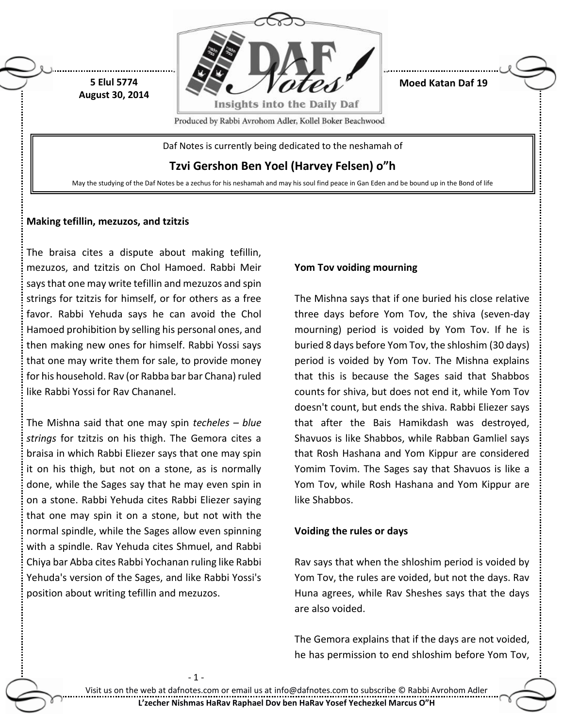5 Elul 5774
August 30, 2014

Moed Katan Daf 19

Daf Notes is currently being dedicated to the neshamah of

**Tzvi Gershon Ben Yoel (Harvey Felsen) o"h**

May the studying of the Daf Notes be a zechus for his neshamah and may his soul find peace in Gan Eden and be bound up in the Bond of life

**Making tefillin, mezuzos, and tzitzis**

The braisa cites a dispute about making tefillin, mezuzos, and tzitzis on Chol Hamoed. Rabbi Meir says that one may write tefillin and mezuzos and spin strings for tzitzis for himself, or for others as a free favor. Rabbi Yehuda says he can avoid the Chol Hamoed prohibition by selling his personal ones, and then making new ones for himself. Rabbi Yossi says that one may write them for sale, to provide money for his household. Rav (or Rabba bar bar Chana) ruled like Rabbi Yossi for Rav Chananel.

The Mishna said that one may spin *techeles – blue strings* for tzitzis on his thigh. The Gemora cites a braisa in which Rabbi Eliezer says that one may spin it on his thigh, but not on a stone, as is normally done, while the Sages say that he may even spin in on a stone. Rabbi Yehuda cites Rabbi Eliezer saying that one may spin it on a stone, but not with the normal spindle, while the Sages allow even spinning with a spindle. Rav Yehuda cites Shmuel, and Rabbi Chiya bar Abba cites Rabbi Yochanan ruling like Rabbi Yehuda's version of the Sages, and like Rabbi Yossi's position about writing tefillin and mezuzos.

**Yom Tov voiding mourning**

The Mishna says that if one buried his close relative three days before Yom Tov, the shiva (seven-day mourning) period is voided by Yom Tov. If he is buried 8 days before Yom Tov, the shloshim (30 days) period is voided by Yom Tov. The Mishna explains that this is because the Sages said that Shabbos counts for shiva, but does not end it, while Yom Tov doesn't count, but ends the shiva. Rabbi Eliezer says that after the Bais Hamikdash was destroyed, Shavuos is like Shabbos, while Rabban Gamliel says that Rosh Hashana and Yom Kippur are considered Yomim Tovim. The Sages say that Shavuos is like a Yom Tov, while Rosh Hashana and Yom Kippur are like Shabbos.

**Voiding the rules or days**

Rav says that when the shloshim period is voided by Yom Tov, the rules are voided, but not the days. Rav Huna agrees, while Rav Sheshes says that the days are also voided.

The Gemora explains that if the days are not voided, he has permission to end shloshim before Yom Tov,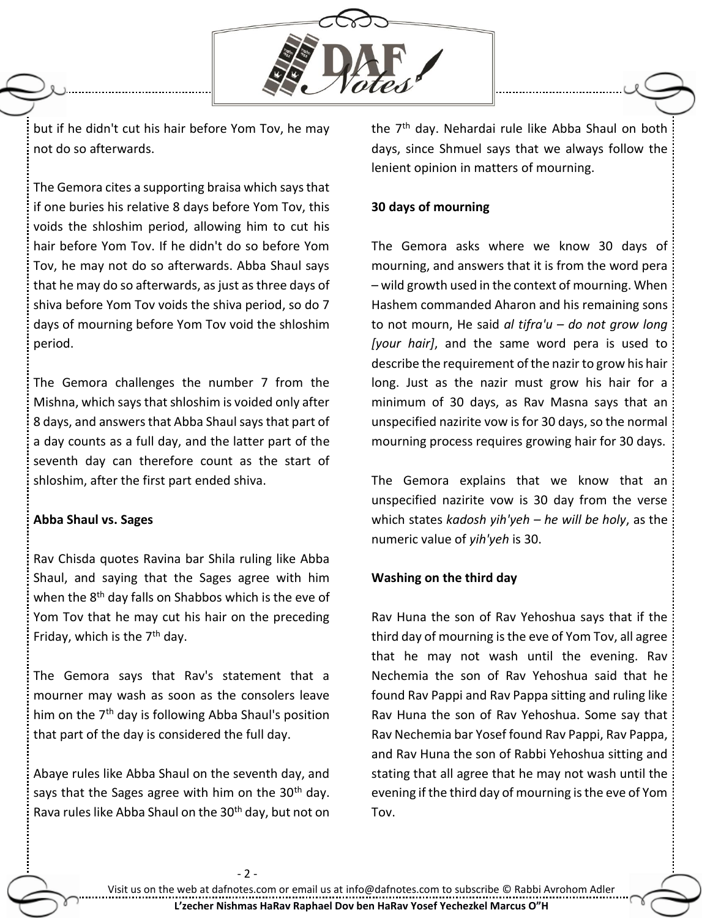but if he didn't cut his hair before Yom Tov, he may not do so afterwards.

The Gemora cites a supporting braisa which says that if one buries his relative 8 days before Yom Tov, this voids the shloshim period, allowing him to cut his hair before Yom Tov. If he didn't do so before Yom Tov, he may not do so afterwards. Abba Shaul says that he may do so afterwards, as just as three days of shiva before Yom Tov voids the shiva period, so do 7 days of mourning before Yom Tov void the shloshim period.

The Gemora challenges the number 7 from the Mishna, which says that shloshim is voided only after 8 days, and answers that Abba Shaul says that part of a day counts as a full day, and the latter part of the seventh day can therefore count as the start of shloshim, after the first part ended shiva.

**Abba Shaul vs. Sages**

Rav Chisda quotes Ravina bar Shila ruling like Abba Shaul, and saying that the Sages agree with him when the 8th day falls on Shabbos which is the eve of Yom Tov that he may cut his hair on the preceding Friday, which is the 7th day.

The Gemora says that Rav's statement that a mourner may wash as soon as the consolers leave him on the 7th day is following Abba Shaul's position that part of the day is considered the full day.

Abaye rules like Abba Shaul on the seventh day, and says that the Sages agree with him on the 30th day. Rava rules like Abba Shaul on the 30th day, but not on the 7th day. Nehardai rule like Abba Shaul on both days, since Shmuel says that we always follow the lenient opinion in matters of mourning.

**30 days of mourning**

The Gemora asks where we know 30 days of mourning, and answers that it is from the word pera – wild growth used in the context of mourning. When Hashem commanded Aharon and his remaining sons to not mourn, He said *al tifra'u – do not grow long [your hair]*, and the same word pera is used to describe the requirement of the nazir to grow his hair long. Just as the nazir must grow his hair for a minimum of 30 days, as Rav Masna says that an unspecified nazirite vow is for 30 days, so the normal mourning process requires growing hair for 30 days.

The Gemora explains that we know that an unspecified nazirite vow is 30 day from the verse which states *kadosh yih'yeh – he will be holy*, as the numeric value of *yih'yeh* is 30.

**Washing on the third day**

Rav Huna the son of Rav Yehoshua says that if the third day of mourning is the eve of Yom Tov, all agree that he may not wash until the evening. Rav Nechemia the son of Rav Yehoshua said that he found Rav Pappi and Rav Pappa sitting and ruling like Rav Huna the son of Rav Yehoshua. Some say that Rav Nechemia bar Yosef found Rav Pappi, Rav Pappa, and Rav Huna the son of Rabbi Yehoshua sitting and stating that all agree that he may not wash until the evening if the third day of mourning is the eve of Yom Tov.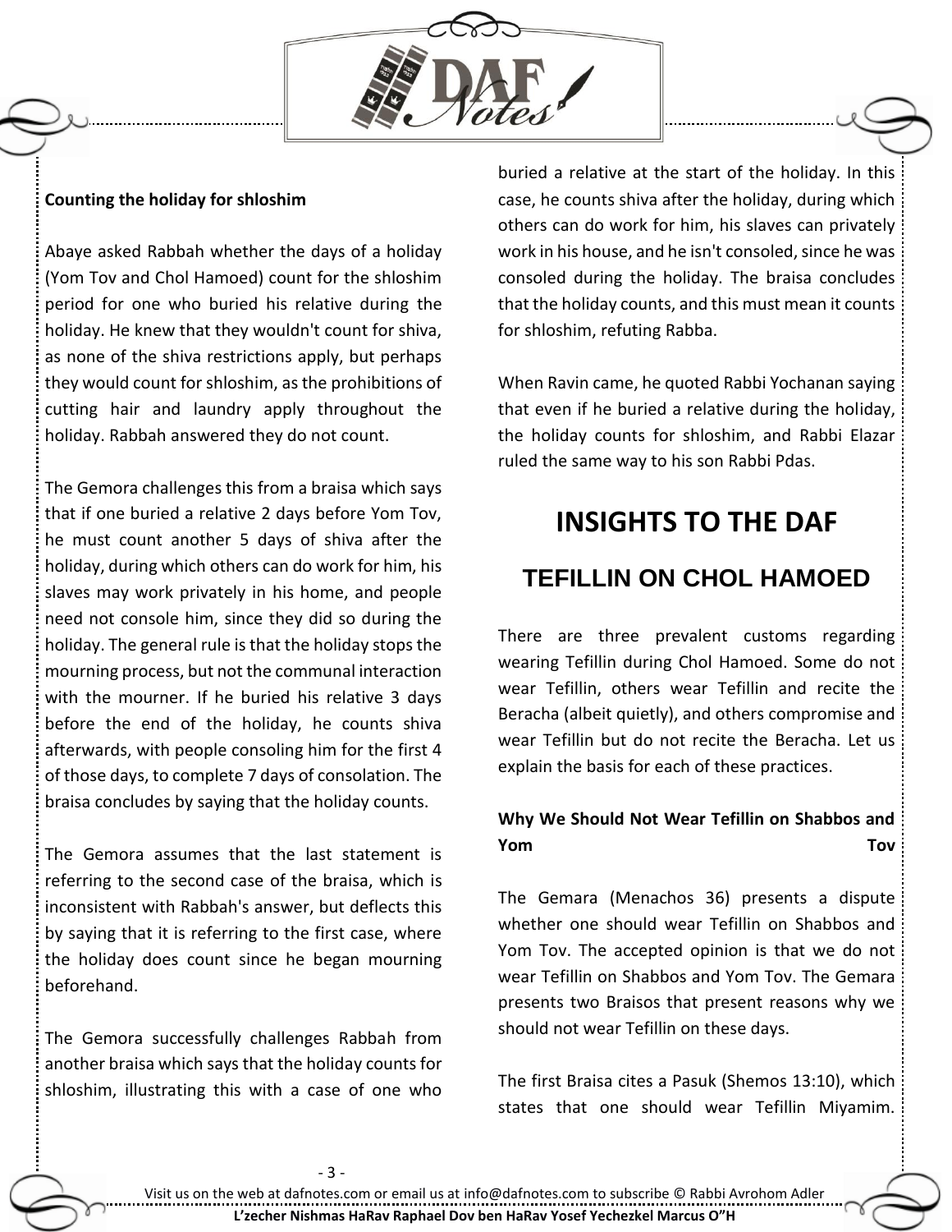**Counting the holiday for shloshim**

Abaye asked Rabbah whether the days of a holiday (Yom Tov and Chol Hamoed) count for the shloshim period for one who buried his relative during the holiday. He knew that they wouldn't count for shiva, as none of the shiva restrictions apply, but perhaps they would count for shloshim, as the prohibitions of cutting hair and laundry apply throughout the holiday. Rabbah answered they do not count.

The Gemora challenges this from a braisa which says that if one buried a relative 2 days before Yom Tov, he must count another 5 days of shiva after the holiday, during which others can do work for him, his slaves may work privately in his home, and people need not console him, since they did so during the holiday. The general rule is that the holiday stops the mourning process, but not the communal interaction with the mourner. If he buried his relative 3 days before the end of the holiday, he counts shiva afterwards, with people consoling him for the first 4 of those days, to complete 7 days of consolation. The braisa concludes by saying that the holiday counts.

The Gemora assumes that the last statement is referring to the second case of the braisa, which is inconsistent with Rabbah's answer, but deflects this by saying that it is referring to the first case, where the holiday does count since he began mourning beforehand.

The Gemora successfully challenges Rabbah from another braisa which says that the holiday counts for shloshim, illustrating this with a case of one who buried a relative at the start of the holiday. In this case, he counts shiva after the holiday, during which others can do work for him, his slaves can privately work in his house, and he isn't consoled, since he was consoled during the holiday. The braisa concludes that the holiday counts, and this must mean it counts for shloshim, refuting Rabba.

When Ravin came, he quoted Rabbi Yochanan saying that even if he buried a relative during the holiday, the holiday counts for shloshim, and Rabbi Elazar ruled the same way to his son Rabbi Pdas.

# INSIGHTS TO THE DAF

## TEFILLIN ON CHOL HAMOED

There are three prevalent customs regarding wearing Tefillin during Chol Hamoed. Some do not wear Tefillin, others wear Tefillin and recite the Beracha (albeit quietly), and others compromise and wear Tefillin but do not recite the Beracha. Let us explain the basis for each of these practices.

**Why We Should Not Wear Tefillin on Shabbos and Yom Tov**

The Gemara (Menachos 36) presents a dispute whether one should wear Tefillin on Shabbos and Yom Tov. The accepted opinion is that we do not wear Tefillin on Shabbos and Yom Tov. The Gemara presents two Braisos that present reasons why we should not wear Tefillin on these days.

The first Braisa cites a Pasuk (Shemos 13:10), which states that one should wear Tefillin Miyamim.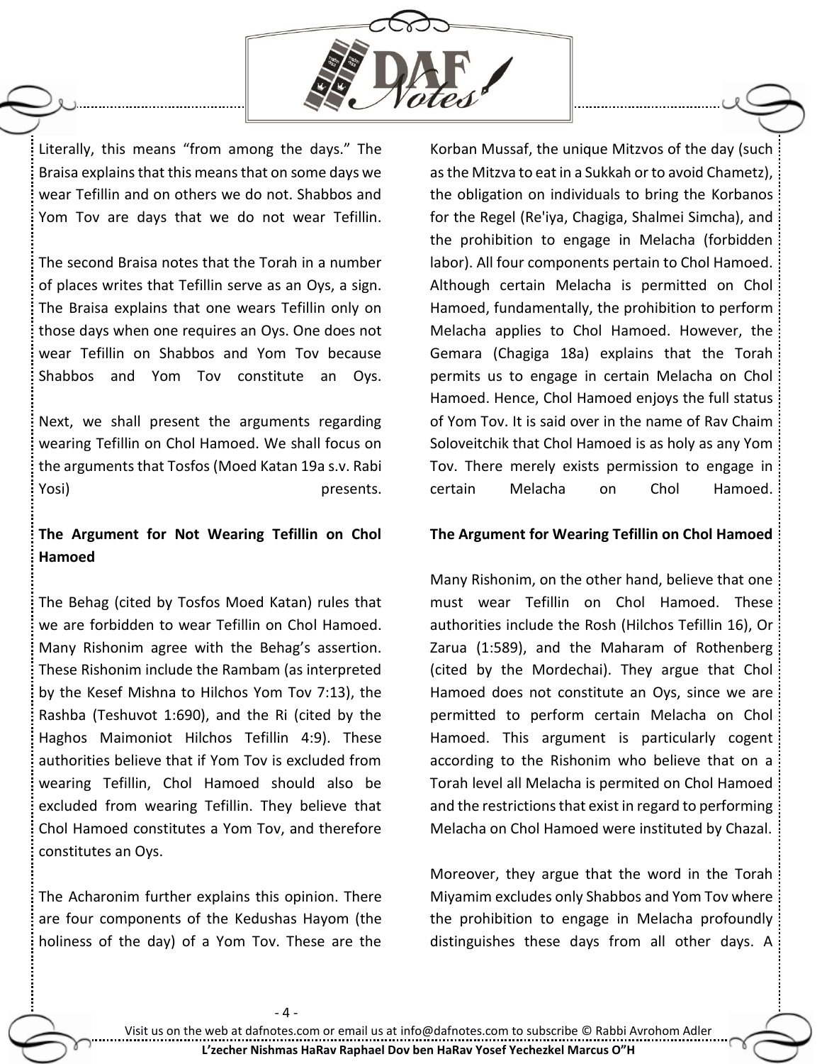Literally, this means "from among the days." The Braisa explains that this means that on some days we wear Tefillin and on others we do not. Shabbos and Yom Tov are days that we do not wear Tefillin.

The second Braisa notes that the Torah in a number of places writes that Tefillin serve as an Oys, a sign. The Braisa explains that one wears Tefillin only on those days when one requires an Oys. One does not wear Tefillin on Shabbos and Yom Tov because Shabbos and Yom Tov constitute an Oys.

Next, we shall present the arguments regarding wearing Tefillin on Chol Hamoed. We shall focus on the arguments that Tosfos (Moed Katan 19a s.v. Rabi Yosi) presents.

**The Argument for Not Wearing Tefillin on Chol Hamoed**

The Behag (cited by Tosfos Moed Katan) rules that we are forbidden to wear Tefillin on Chol Hamoed. Many Rishonim agree with the Behag's assertion. These Rishonim include the Rambam (as interpreted by the Kesef Mishna to Hilchos Yom Tov 7:13), the Rashba (Teshuvot 1:690), and the Ri (cited by the Haghos Maimoniot Hilchos Tefillin 4:9). These authorities believe that if Yom Tov is excluded from wearing Tefillin, Chol Hamoed should also be excluded from wearing Tefillin. They believe that Chol Hamoed constitutes a Yom Tov, and therefore constitutes an Oys.

The Acharonim further explains this opinion. There are four components of the Kedushas Hayom (the holiness of the day) of a Yom Tov. These are the Korban Mussaf, the unique Mitzvos of the day (such as the Mitzva to eat in a Sukkah or to avoid Chametz), the obligation on individuals to bring the Korbanos for the Regel (Re'iya, Chagiga, Shalmei Simcha), and the prohibition to engage in Melacha (forbidden labor). All four components pertain to Chol Hamoed. Although certain Melacha is permitted on Chol Hamoed, fundamentally, the prohibition to perform Melacha applies to Chol Hamoed. However, the Gemara (Chagiga 18a) explains that the Torah permits us to engage in certain Melacha on Chol Hamoed. Hence, Chol Hamoed enjoys the full status of Yom Tov. It is said over in the name of Rav Chaim Soloveitchik that Chol Hamoed is as holy as any Yom Tov. There merely exists permission to engage in certain Melacha on Chol Hamoed.

**The Argument for Wearing Tefillin on Chol Hamoed**

Many Rishonim, on the other hand, believe that one must wear Tefillin on Chol Hamoed. These authorities include the Rosh (Hilchos Tefillin 16), Or Zarua (1:589), and the Maharam of Rothenberg (cited by the Mordechai). They argue that Chol Hamoed does not constitute an Oys, since we are permitted to perform certain Melacha on Chol Hamoed. This argument is particularly cogent according to the Rishonim who believe that on a Torah level all Melacha is permited on Chol Hamoed and the restrictions that exist in regard to performing Melacha on Chol Hamoed were instituted by Chazal.

Moreover, they argue that the word in the Torah Miyamim excludes only Shabbos and Yom Tov where the prohibition to engage in Melacha profoundly distinguishes these days from all other days. A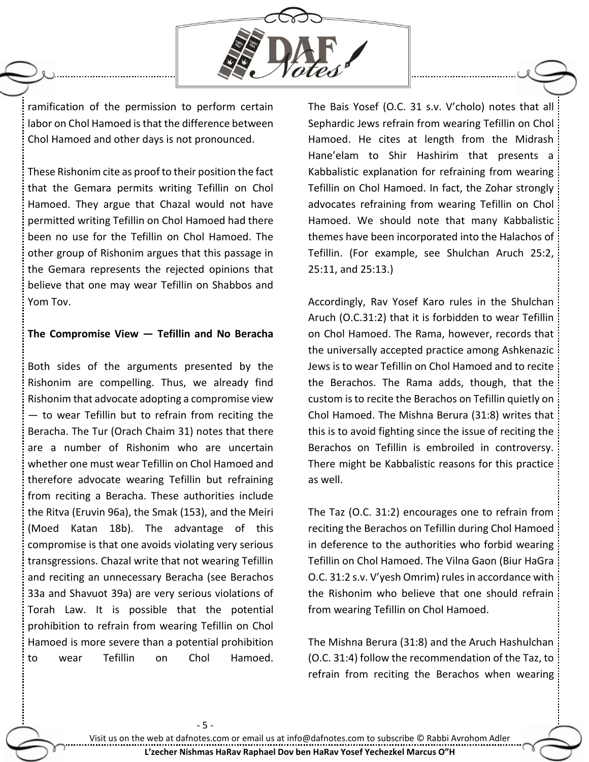ramification of the permission to perform certain labor on Chol Hamoed is that the difference between Chol Hamoed and other days is not pronounced.

These Rishonim cite as proof to their position the fact that the Gemara permits writing Tefillin on Chol Hamoed. They argue that Chazal would not have permitted writing Tefillin on Chol Hamoed had there been no use for the Tefillin on Chol Hamoed. The other group of Rishonim argues that this passage in the Gemara represents the rejected opinions that believe that one may wear Tefillin on Shabbos and Yom Tov.

**The Compromise View — Tefillin and No Beracha**

Both sides of the arguments presented by the Rishonim are compelling. Thus, we already find Rishonim that advocate adopting a compromise view — to wear Tefillin but to refrain from reciting the Beracha. The Tur (Orach Chaim 31) notes that there are a number of Rishonim who are uncertain whether one must wear Tefillin on Chol Hamoed and therefore advocate wearing Tefillin but refraining from reciting a Beracha. These authorities include the Ritva (Eruvin 96a), the Smak (153), and the Meiri (Moed Katan 18b). The advantage of this compromise is that one avoids violating very serious transgressions. Chazal write that not wearing Tefillin and reciting an unnecessary Beracha (see Berachos 33a and Shavuot 39a) are very serious violations of Torah Law. It is possible that the potential prohibition to refrain from wearing Tefillin on Chol Hamoed is more severe than a potential prohibition to wear Tefillin on Chol Hamoed.

The Bais Yosef (O.C. 31 s.v. V'cholo) notes that all Sephardic Jews refrain from wearing Tefillin on Chol Hamoed. He cites at length from the Midrash Hane'elam to Shir Hashirim that presents a Kabbalistic explanation for refraining from wearing Tefillin on Chol Hamoed. In fact, the Zohar strongly advocates refraining from wearing Tefillin on Chol Hamoed. We should note that many Kabbalistic themes have been incorporated into the Halachos of Tefillin. (For example, see Shulchan Aruch 25:2, 25:11, and 25:13.)

Accordingly, Rav Yosef Karo rules in the Shulchan Aruch (O.C.31:2) that it is forbidden to wear Tefillin on Chol Hamoed. The Rama, however, records that the universally accepted practice among Ashkenazic Jews is to wear Tefillin on Chol Hamoed and to recite the Berachos. The Rama adds, though, that the custom is to recite the Berachos on Tefillin quietly on Chol Hamoed. The Mishna Berura (31:8) writes that this is to avoid fighting since the issue of reciting the Berachos on Tefillin is embroiled in controversy. There might be Kabbalistic reasons for this practice as well.

The Taz (O.C. 31:2) encourages one to refrain from reciting the Berachos on Tefillin during Chol Hamoed in deference to the authorities who forbid wearing Tefillin on Chol Hamoed. The Vilna Gaon (Biur HaGra O.C. 31:2 s.v. V'yesh Omrim) rules in accordance with the Rishonim who believe that one should refrain from wearing Tefillin on Chol Hamoed.

The Mishna Berura (31:8) and the Aruch Hashulchan (O.C. 31:4) follow the recommendation of the Taz, to refrain from reciting the Berachos when wearing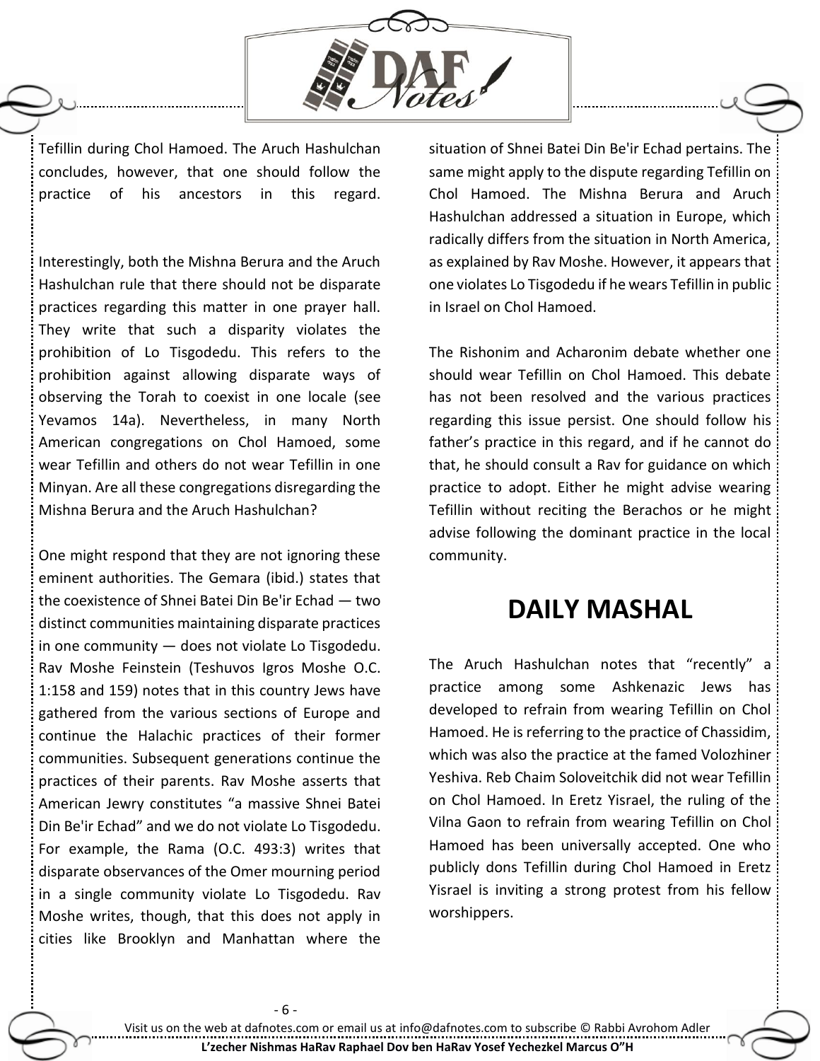Tefillin during Chol Hamoed. The Aruch Hashulchan concludes, however, that one should follow the practice of his ancestors in this regard.

Interestingly, both the Mishna Berura and the Aruch Hashulchan rule that there should not be disparate practices regarding this matter in one prayer hall. They write that such a disparity violates the prohibition of Lo Tisgodedu. This refers to the prohibition against allowing disparate ways of observing the Torah to coexist in one locale (see Yevamos 14a). Nevertheless, in many North American congregations on Chol Hamoed, some wear Tefillin and others do not wear Tefillin in one Minyan. Are all these congregations disregarding the Mishna Berura and the Aruch Hashulchan?

One might respond that they are not ignoring these eminent authorities. The Gemara (ibid.) states that the coexistence of Shnei Batei Din Be'ir Echad — two distinct communities maintaining disparate practices in one community — does not violate Lo Tisgodedu. Rav Moshe Feinstein (Teshuvos Igros Moshe O.C. 1:158 and 159) notes that in this country Jews have gathered from the various sections of Europe and continue the Halachic practices of their former communities. Subsequent generations continue the practices of their parents. Rav Moshe asserts that American Jewry constitutes "a massive Shnei Batei Din Be'ir Echad" and we do not violate Lo Tisgodedu. For example, the Rama (O.C. 493:3) writes that disparate observances of the Omer mourning period in a single community violate Lo Tisgodedu. Rav Moshe writes, though, that this does not apply in cities like Brooklyn and Manhattan where the situation of Shnei Batei Din Be'ir Echad pertains. The same might apply to the dispute regarding Tefillin on Chol Hamoed. The Mishna Berura and Aruch Hashulchan addressed a situation in Europe, which radically differs from the situation in North America, as explained by Rav Moshe. However, it appears that one violates Lo Tisgodedu if he wears Tefillin in public in Israel on Chol Hamoed.

The Rishonim and Acharonim debate whether one should wear Tefillin on Chol Hamoed. This debate has not been resolved and the various practices regarding this issue persist. One should follow his father's practice in this regard, and if he cannot do that, he should consult a Rav for guidance on which practice to adopt. Either he might advise wearing Tefillin without reciting the Berachos or he might advise following the dominant practice in the local community.

## DAILY MASHAL

The Aruch Hashulchan notes that "recently" a practice among some Ashkenazic Jews has developed to refrain from wearing Tefillin on Chol Hamoed. He is referring to the practice of Chassidim, which was also the practice at the famed Volozhiner Yeshiva. Reb Chaim Soloveitchik did not wear Tefillin on Chol Hamoed. In Eretz Yisrael, the ruling of the Vilna Gaon to refrain from wearing Tefillin on Chol Hamoed has been universally accepted. One who publicly dons Tefillin during Chol Hamoed in Eretz Yisrael is inviting a strong protest from his fellow worshippers.